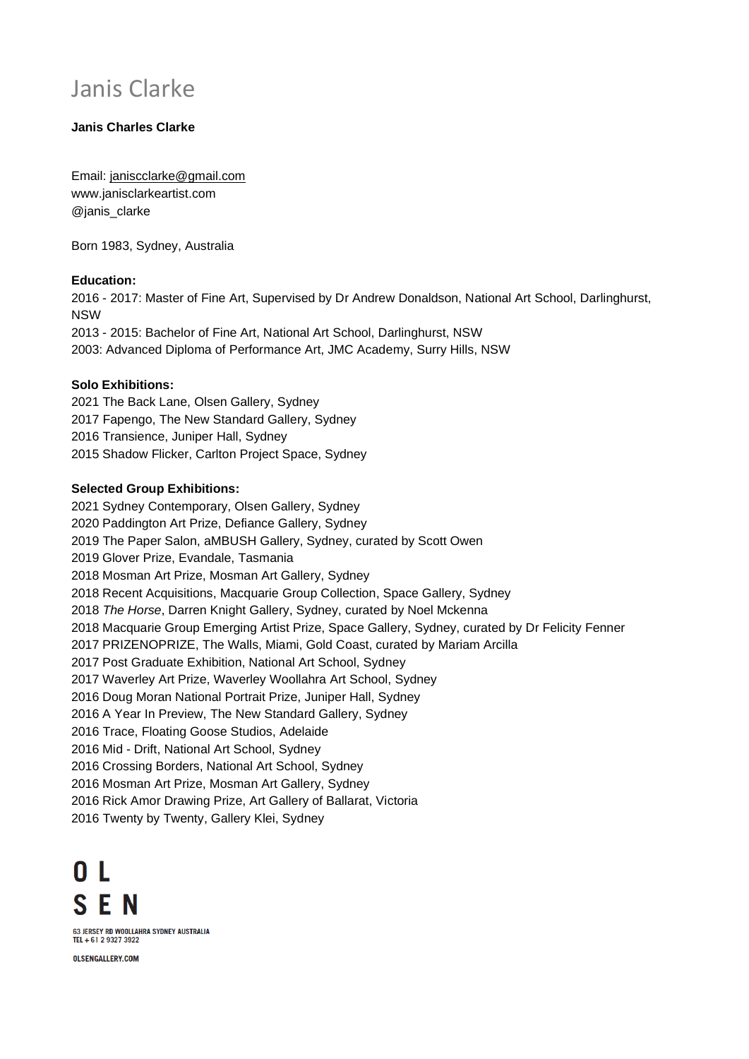# Janis Clarke

**Janis Charles Clarke**

Email: janiscclarke@gmail.com
www.janisclarkeartist.com
@janis_clarke

Born 1983, Sydney, Australia

**Education:**

2016 - 2017: Master of Fine Art, Supervised by Dr Andrew Donaldson, National Art School, Darlinghurst, NSW
2013 - 2015: Bachelor of Fine Art, National Art School, Darlinghurst, NSW
2003: Advanced Diploma of Performance Art, JMC Academy, Surry Hills, NSW

**Solo Exhibitions:**

2021 The Back Lane, Olsen Gallery, Sydney
2017 Fapengo, The New Standard Gallery, Sydney
2016 Transience, Juniper Hall, Sydney
2015 Shadow Flicker, Carlton Project Space, Sydney

**Selected Group Exhibitions:**

2021 Sydney Contemporary, Olsen Gallery, Sydney
2020 Paddington Art Prize, Defiance Gallery, Sydney
2019 The Paper Salon, aMBUSH Gallery, Sydney, curated by Scott Owen
2019 Glover Prize, Evandale, Tasmania
2018 Mosman Art Prize, Mosman Art Gallery, Sydney
2018 Recent Acquisitions, Macquarie Group Collection, Space Gallery, Sydney
2018 *The Horse*, Darren Knight Gallery, Sydney, curated by Noel Mckenna
2018 Macquarie Group Emerging Artist Prize, Space Gallery, Sydney, curated by Dr Felicity Fenner
2017 PRIZENOPRIZE, The Walls, Miami, Gold Coast, curated by Mariam Arcilla
2017 Post Graduate Exhibition, National Art School, Sydney
2017 Waverley Art Prize, Waverley Woollahra Art School, Sydney
2016 Doug Moran National Portrait Prize, Juniper Hall, Sydney
2016 A Year In Preview, The New Standard Gallery, Sydney
2016 Trace, Floating Goose Studios, Adelaide
2016 Mid - Drift, National Art School, Sydney
2016 Crossing Borders, National Art School, Sydney
2016 Mosman Art Prize, Mosman Art Gallery, Sydney
2016 Rick Amor Drawing Prize, Art Gallery of Ballarat, Victoria
2016 Twenty by Twenty, Gallery Klei, Sydney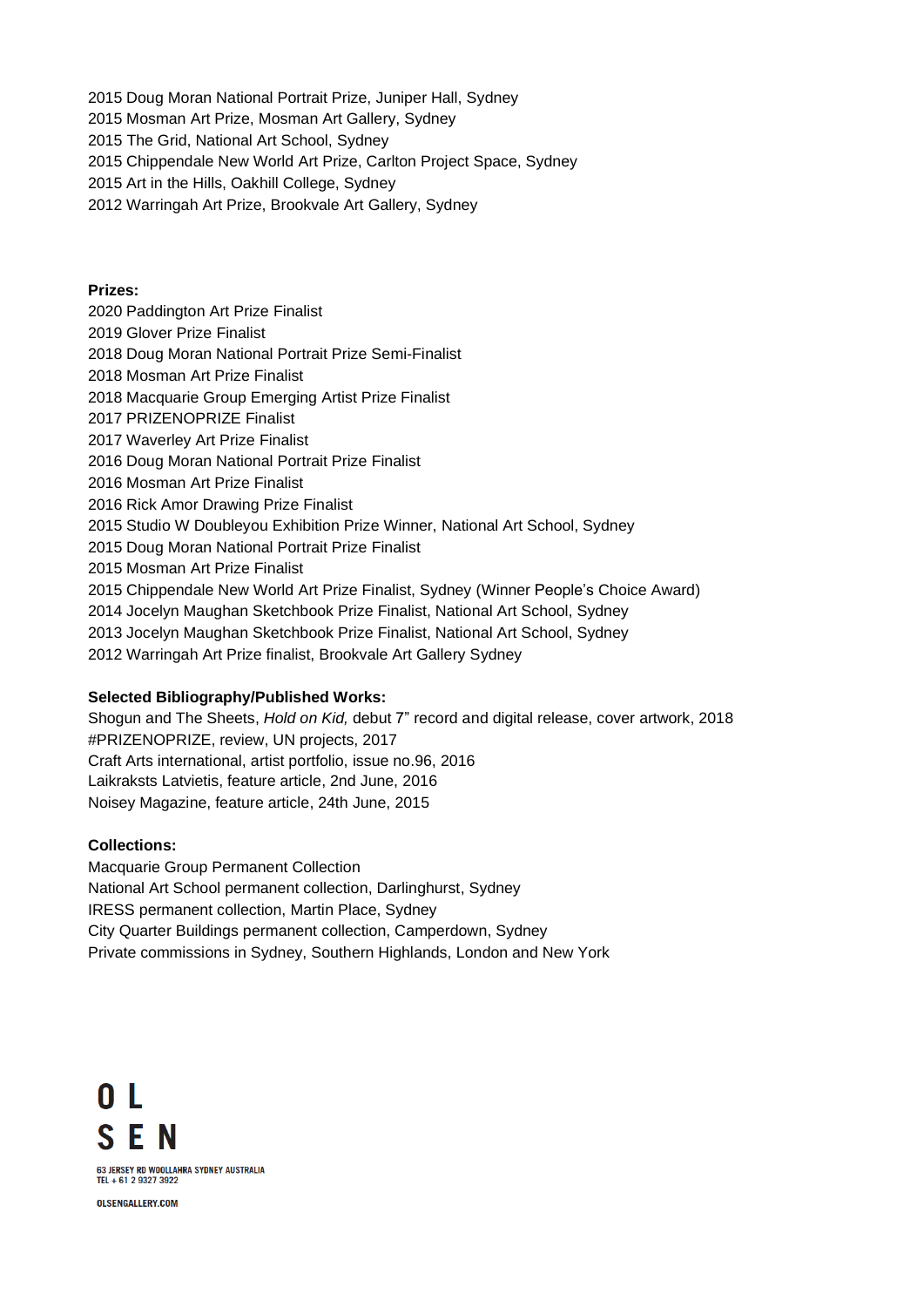2015 Doug Moran National Portrait Prize, Juniper Hall, Sydney
2015 Mosman Art Prize, Mosman Art Gallery, Sydney
2015 The Grid, National Art School, Sydney
2015 Chippendale New World Art Prize, Carlton Project Space, Sydney
2015 Art in the Hills, Oakhill College, Sydney
2012 Warringah Art Prize, Brookvale Art Gallery, Sydney

**Prizes:**
2020 Paddington Art Prize Finalist
2019 Glover Prize Finalist
2018 Doug Moran National Portrait Prize Semi-Finalist
2018 Mosman Art Prize Finalist
2018 Macquarie Group Emerging Artist Prize Finalist
2017 PRIZENOPRIZE Finalist
2017 Waverley Art Prize Finalist
2016 Doug Moran National Portrait Prize Finalist
2016 Mosman Art Prize Finalist
2016 Rick Amor Drawing Prize Finalist
2015 Studio W Doubleyou Exhibition Prize Winner, National Art School, Sydney
2015 Doug Moran National Portrait Prize Finalist
2015 Mosman Art Prize Finalist
2015 Chippendale New World Art Prize Finalist, Sydney (Winner People's Choice Award)
2014 Jocelyn Maughan Sketchbook Prize Finalist, National Art School, Sydney
2013 Jocelyn Maughan Sketchbook Prize Finalist, National Art School, Sydney
2012 Warringah Art Prize finalist, Brookvale Art Gallery Sydney

**Selected Bibliography/Published Works:**
Shogun and The Sheets, *Hold on Kid,* debut 7" record and digital release, cover artwork, 2018
#PRIZENOPRIZE, review, UN projects, 2017
Craft Arts international, artist portfolio, issue no.96, 2016
Laikraksts Latvietis, feature article, 2nd June, 2016
Noisey Magazine, feature article, 24th June, 2015

**Collections:**
Macquarie Group Permanent Collection
National Art School permanent collection, Darlinghurst, Sydney
IRESS permanent collection, Martin Place, Sydney
City Quarter Buildings permanent collection, Camperdown, Sydney
Private commissions in Sydney, Southern Highlands, London and New York

OL
SEN

63 JERSEY RD WOOLLAHRA SYDNEY AUSTRALIA
TEL + 61 2 9327 3922

OLSENGALLERY.COM